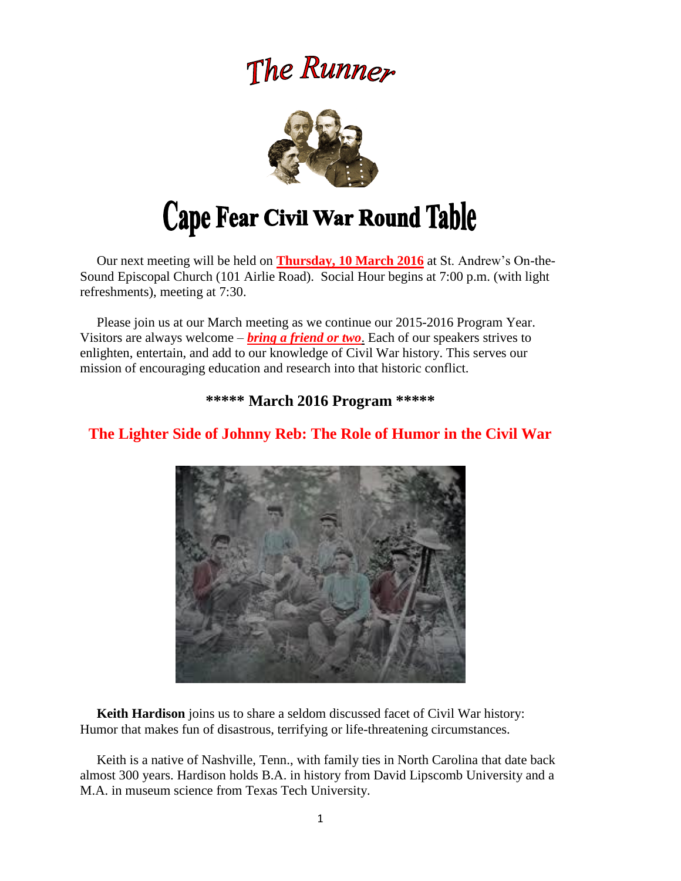# The Runner

# Cape Fear Civil War Round Table

Our next meeting will be held on **Thursday, 10 March 2016** at St. Andrew's On-the-Sound Episcopal Church (101 Airlie Road). Social Hour begins at 7:00 p.m. (with light refreshments), meeting at 7:30.

Please join us at our March meeting as we continue our 2015-2016 Program Year. Visitors are always welcome – ***bring a friend or two***. Each of our speakers strives to enlighten, entertain, and add to our knowledge of Civil War history. This serves our mission of encouraging education and research into that historic conflict.

## ***** March 2016 Program *****

## The Lighter Side of Johnny Reb: The Role of Humor in the Civil War

**Keith Hardison** joins us to share a seldom discussed facet of Civil War history: Humor that makes fun of disastrous, terrifying or life-threatening circumstances.

Keith is a native of Nashville, Tenn., with family ties in North Carolina that date back almost 300 years. Hardison holds B.A. in history from David Lipscomb University and a M.A. in museum science from Texas Tech University.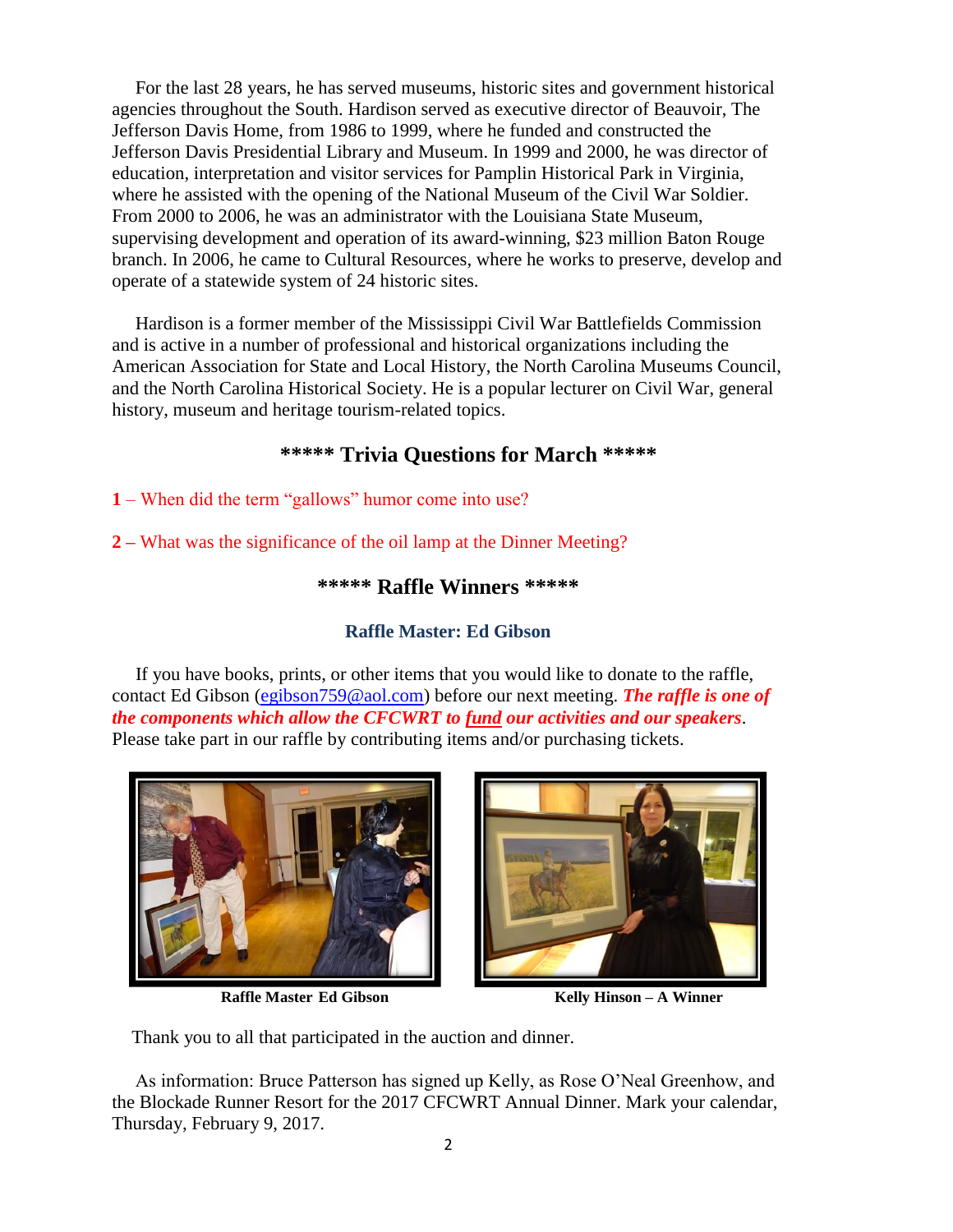For the last 28 years, he has served museums, historic sites and government historical agencies throughout the South. Hardison served as executive director of Beauvoir, The Jefferson Davis Home, from 1986 to 1999, where he funded and constructed the Jefferson Davis Presidential Library and Museum. In 1999 and 2000, he was director of education, interpretation and visitor services for Pamplin Historical Park in Virginia, where he assisted with the opening of the National Museum of the Civil War Soldier. From 2000 to 2006, he was an administrator with the Louisiana State Museum, supervising development and operation of its award-winning, $23 million Baton Rouge branch. In 2006, he came to Cultural Resources, where he works to preserve, develop and operate of a statewide system of 24 historic sites.

Hardison is a former member of the Mississippi Civil War Battlefields Commission and is active in a number of professional and historical organizations including the American Association for State and Local History, the North Carolina Museums Council, and the North Carolina Historical Society. He is a popular lecturer on Civil War, general history, museum and heritage tourism-related topics.

## ***** Trivia Questions for March *****

**1** – When did the term "gallows" humor come into use?

**2 –** What was the significance of the oil lamp at the Dinner Meeting?

## ***** Raffle Winners *****

### Raffle Master: Ed Gibson

If you have books, prints, or other items that you would like to donate to the raffle, contact Ed Gibson (egibson759@aol.com) before our next meeting. ***The raffle is one of the components which allow the CFCWRT to fund our activities and our speakers***. Please take part in our raffle by contributing items and/or purchasing tickets.

**Raffle Master Ed Gibson**

**Kelly Hinson – A Winner**

Thank you to all that participated in the auction and dinner.

As information: Bruce Patterson has signed up Kelly, as Rose O'Neal Greenhow, and the Blockade Runner Resort for the 2017 CFCWRT Annual Dinner. Mark your calendar, Thursday, February 9, 2017.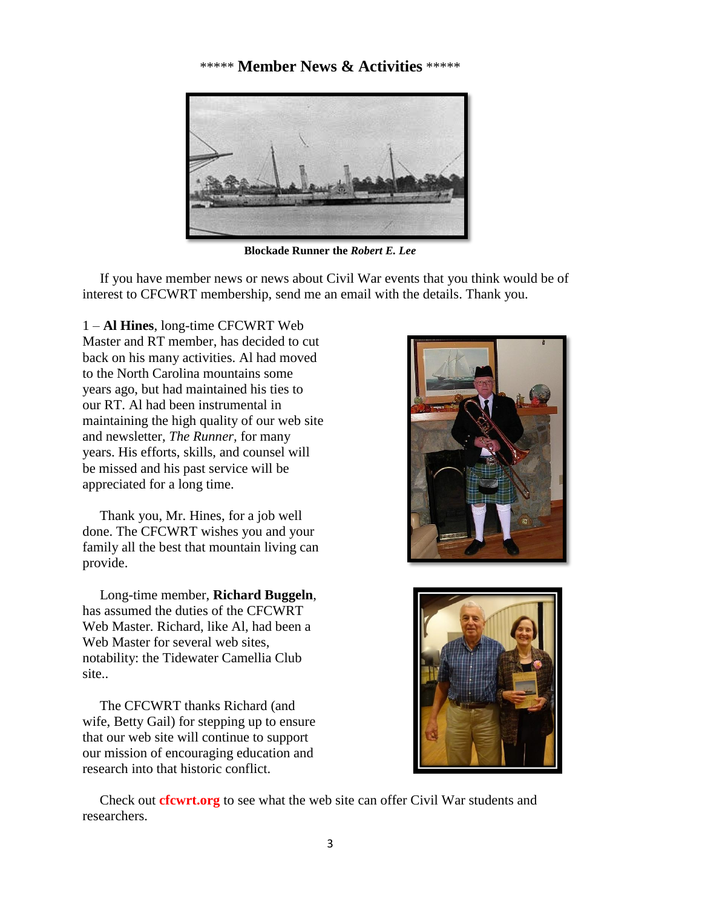## ***** Member News & Activities *****

**Blockade Runner the *Robert E. Lee***

If you have member news or news about Civil War events that you think would be of interest to CFCWRT membership, send me an email with the details. Thank you.

1 – **Al Hines**, long-time CFCWRT Web Master and RT member, has decided to cut back on his many activities. Al had moved to the North Carolina mountains some years ago, but had maintained his ties to our RT. Al had been instrumental in maintaining the high quality of our web site and newsletter, *The Runner*, for many years. His efforts, skills, and counsel will be missed and his past service will be appreciated for a long time.

Thank you, Mr. Hines, for a job well done. The CFCWRT wishes you and your family all the best that mountain living can provide.

Long-time member, **Richard Buggeln**, has assumed the duties of the CFCWRT Web Master. Richard, like Al, had been a Web Master for several web sites, notability: the Tidewater Camellia Club site..

The CFCWRT thanks Richard (and wife, Betty Gail) for stepping up to ensure that our web site will continue to support our mission of encouraging education and research into that historic conflict.

Check out **cfcwrt.org** to see what the web site can offer Civil War students and researchers.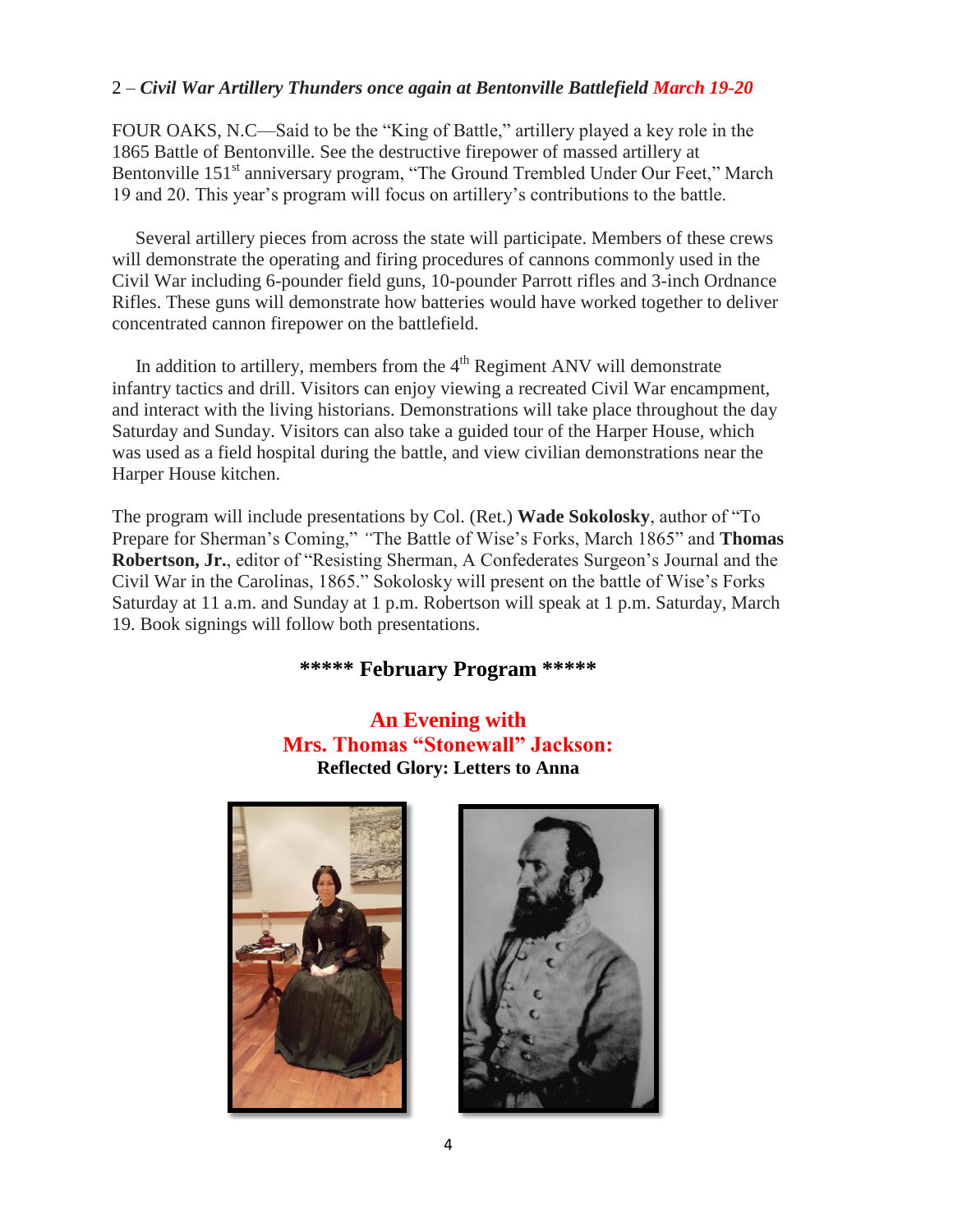## 2 – *Civil War Artillery Thunders once again at Bentonville Battlefield March 19-20*

FOUR OAKS, N.C—Said to be the "King of Battle," artillery played a key role in the 1865 Battle of Bentonville. See the destructive firepower of massed artillery at Bentonville 151st anniversary program, "The Ground Trembled Under Our Feet," March 19 and 20. This year's program will focus on artillery's contributions to the battle.

Several artillery pieces from across the state will participate. Members of these crews will demonstrate the operating and firing procedures of cannons commonly used in the Civil War including 6-pounder field guns, 10-pounder Parrott rifles and 3-inch Ordnance Rifles. These guns will demonstrate how batteries would have worked together to deliver concentrated cannon firepower on the battlefield.

In addition to artillery, members from the 4th Regiment ANV will demonstrate infantry tactics and drill. Visitors can enjoy viewing a recreated Civil War encampment, and interact with the living historians. Demonstrations will take place throughout the day Saturday and Sunday. Visitors can also take a guided tour of the Harper House, which was used as a field hospital during the battle, and view civilian demonstrations near the Harper House kitchen.

The program will include presentations by Col. (Ret.) **Wade Sokolosky**, author of "To Prepare for Sherman's Coming," "The Battle of Wise's Forks, March 1865" and **Thomas Robertson, Jr.**, editor of "Resisting Sherman, A Confederates Surgeon's Journal and the Civil War in the Carolinas, 1865." Sokolosky will present on the battle of Wise's Forks Saturday at 11 a.m. and Sunday at 1 p.m. Robertson will speak at 1 p.m. Saturday, March 19. Book signings will follow both presentations.

### ***** February Program *****

## An Evening with Mrs. Thomas "Stonewall" Jackson:

**Reflected Glory: Letters to Anna**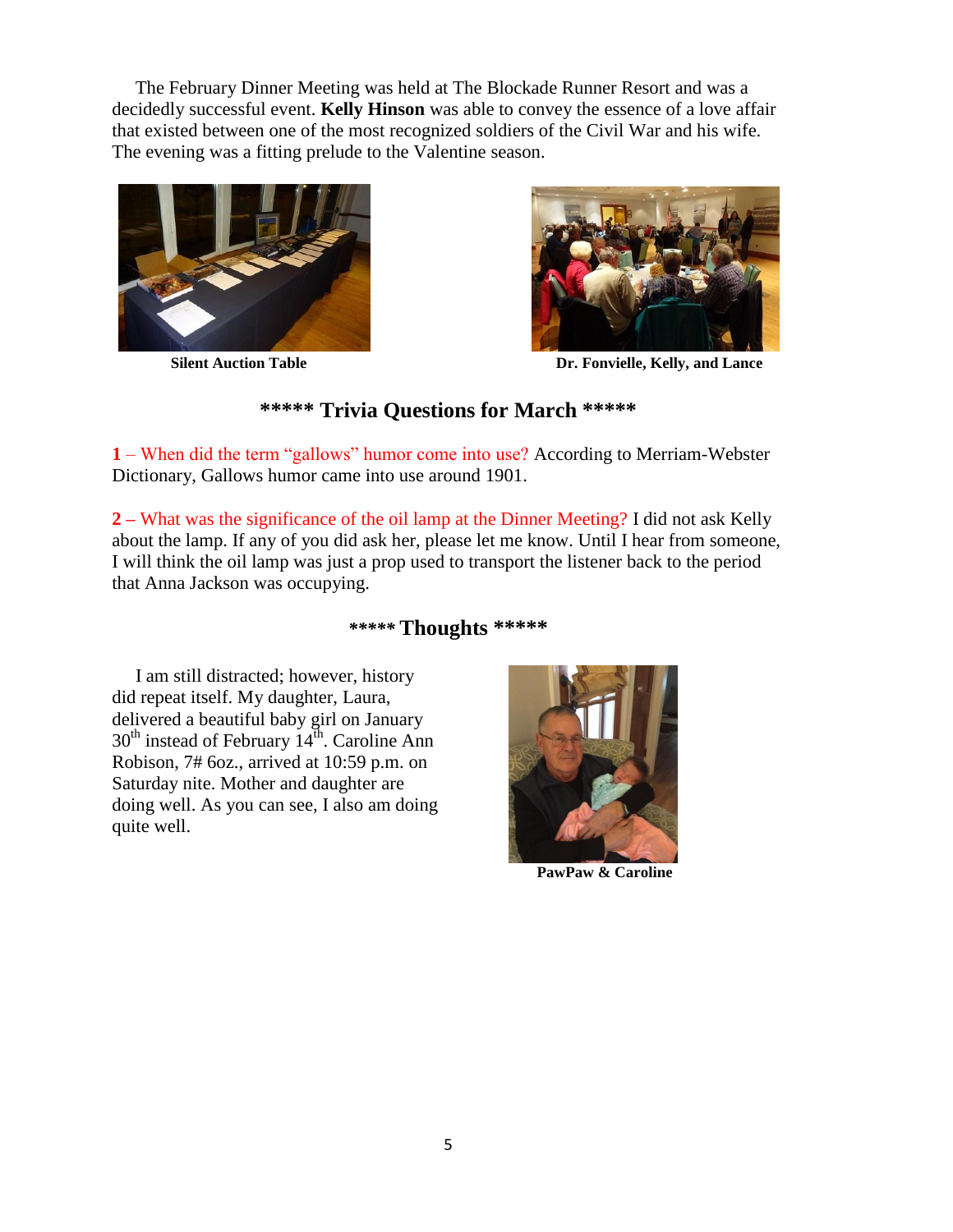The February Dinner Meeting was held at The Blockade Runner Resort and was a decidedly successful event. **Kelly Hinson** was able to convey the essence of a love affair that existed between one of the most recognized soldiers of the Civil War and his wife. The evening was a fitting prelude to the Valentine season.

**Silent Auction Table**

**Dr. Fonvielle, Kelly, and Lance**

## ***** Trivia Questions for March *****

**1** – When did the term "gallows" humor come into use? According to Merriam-Webster Dictionary, Gallows humor came into use around 1901.

**2** – What was the significance of the oil lamp at the Dinner Meeting? I did not ask Kelly about the lamp. If any of you did ask her, please let me know. Until I hear from someone, I will think the oil lamp was just a prop used to transport the listener back to the period that Anna Jackson was occupying.

## ***** Thoughts *****

I am still distracted; however, history did repeat itself. My daughter, Laura, delivered a beautiful baby girl on January 30th instead of February 14th. Caroline Ann Robison, 7# 6oz., arrived at 10:59 p.m. on Saturday nite. Mother and daughter are doing well. As you can see, I also am doing quite well.

**PawPaw & Caroline**